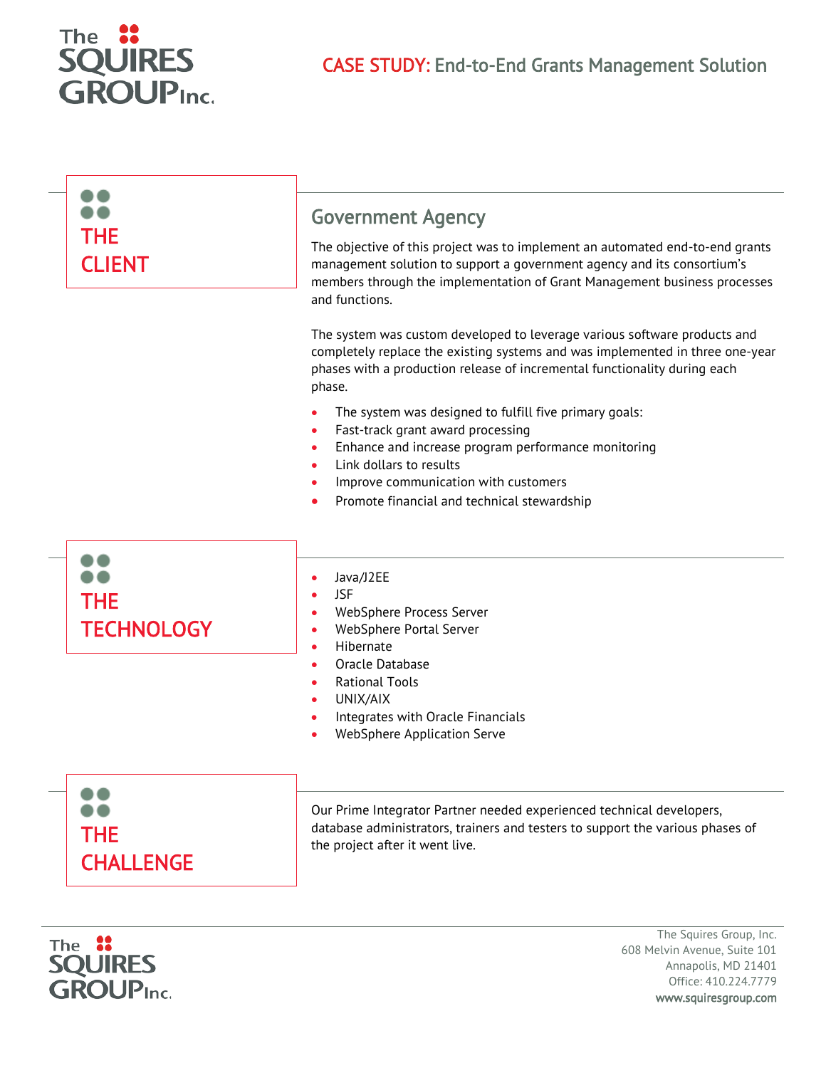# CASE STUDY: End-to-End Grants Management Solution

## THE CLIENT

### Government Agency

The objective of this project was to implement an automated end-to-end grants management solution to support a government agency and its consortium's members through the implementation of Grant Management business processes and functions.

The system was custom developed to leverage various software products and completely replace the existing systems and was implemented in three one-year phases with a production release of incremental functionality during each phase.

- The system was designed to fulfill five primary goals:
- Fast-track grant award processing
- Enhance and increase program performance monitoring
- Link dollars to results
- Improve communication with customers
- Promote financial and technical stewardship

## THE TECHNOLOGY

- Java/J2EE
- JSF
- WebSphere Process Server
- WebSphere Portal Server
- Hibernate
- Oracle Database
- Rational Tools
- UNIX/AIX
- Integrates with Oracle Financials
- WebSphere Application Serve

## THE CHALLENGE

Our Prime Integrator Partner needed experienced technical developers, database administrators, trainers and testers to support the various phases of the project after it went live.

The Squires Group, Inc.
608 Melvin Avenue, Suite 101
Annapolis, MD 21401
Office: 410.224.7779
www.squiresgroup.com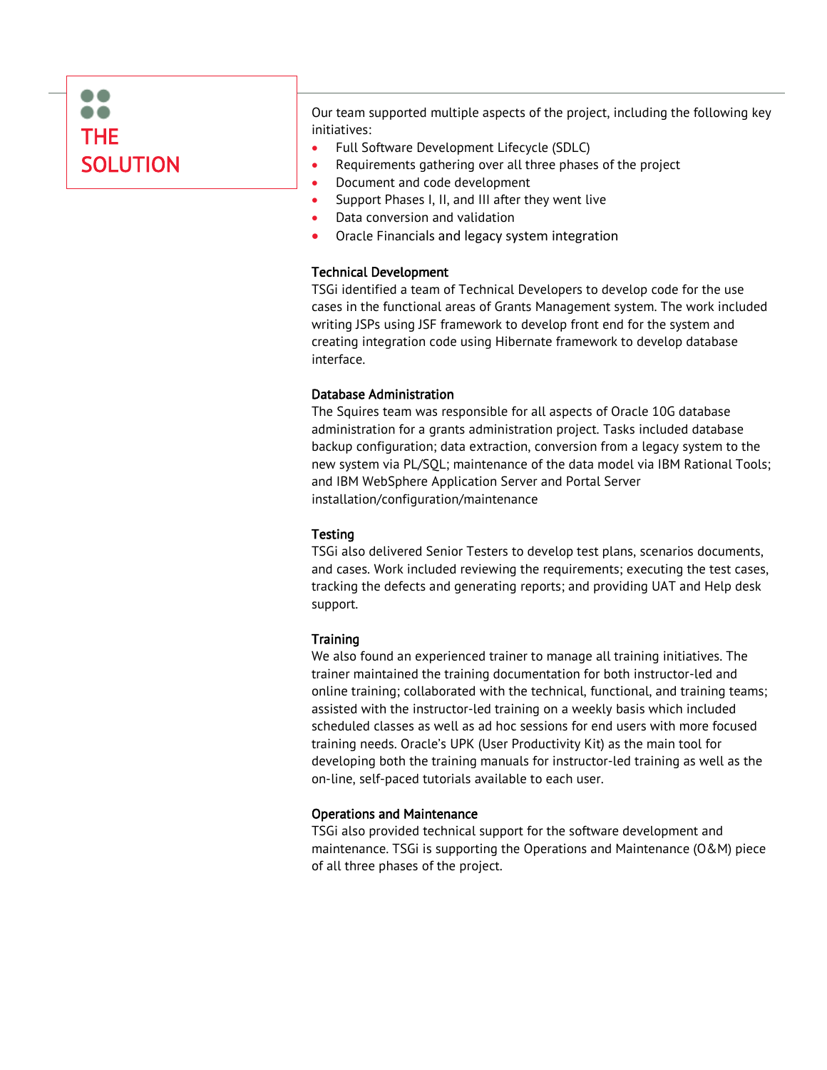## THE SOLUTION

Our team supported multiple aspects of the project, including the following key initiatives:

- Full Software Development Lifecycle (SDLC)
- Requirements gathering over all three phases of the project
- Document and code development
- Support Phases I, II, and III after they went live
- Data conversion and validation
- Oracle Financials and legacy system integration

### Technical Development

TSGi identified a team of Technical Developers to develop code for the use cases in the functional areas of Grants Management system. The work included writing JSPs using JSF framework to develop front end for the system and creating integration code using Hibernate framework to develop database interface.

### Database Administration

The Squires team was responsible for all aspects of Oracle 10G database administration for a grants administration project. Tasks included database backup configuration; data extraction, conversion from a legacy system to the new system via PL/SQL; maintenance of the data model via IBM Rational Tools; and IBM WebSphere Application Server and Portal Server installation/configuration/maintenance

### Testing

TSGi also delivered Senior Testers to develop test plans, scenarios documents, and cases. Work included reviewing the requirements; executing the test cases, tracking the defects and generating reports; and providing UAT and Help desk support.

### Training

We also found an experienced trainer to manage all training initiatives. The trainer maintained the training documentation for both instructor-led and online training; collaborated with the technical, functional, and training teams; assisted with the instructor-led training on a weekly basis which included scheduled classes as well as ad hoc sessions for end users with more focused training needs. Oracle's UPK (User Productivity Kit) as the main tool for developing both the training manuals for instructor-led training as well as the on-line, self-paced tutorials available to each user.

### Operations and Maintenance

TSGi also provided technical support for the software development and maintenance. TSGi is supporting the Operations and Maintenance (O&M) piece of all three phases of the project.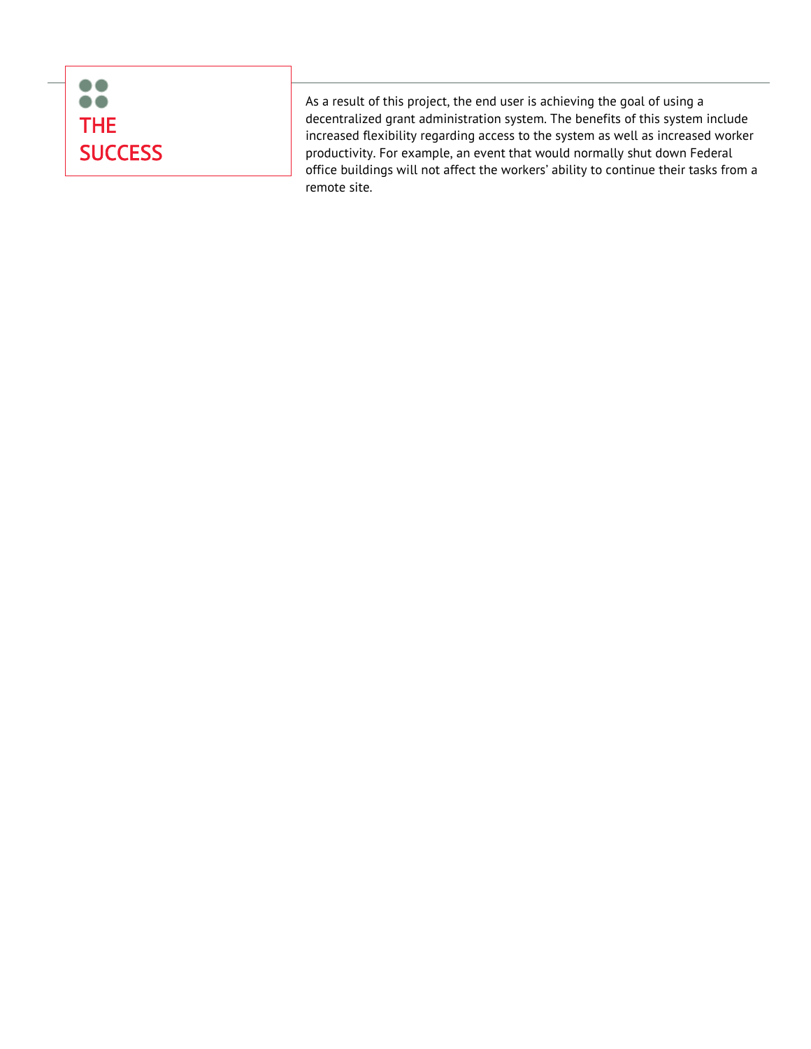## THE SUCCESS

As a result of this project, the end user is achieving the goal of using a decentralized grant administration system. The benefits of this system include increased flexibility regarding access to the system as well as increased worker productivity. For example, an event that would normally shut down Federal office buildings will not affect the workers' ability to continue their tasks from a remote site.